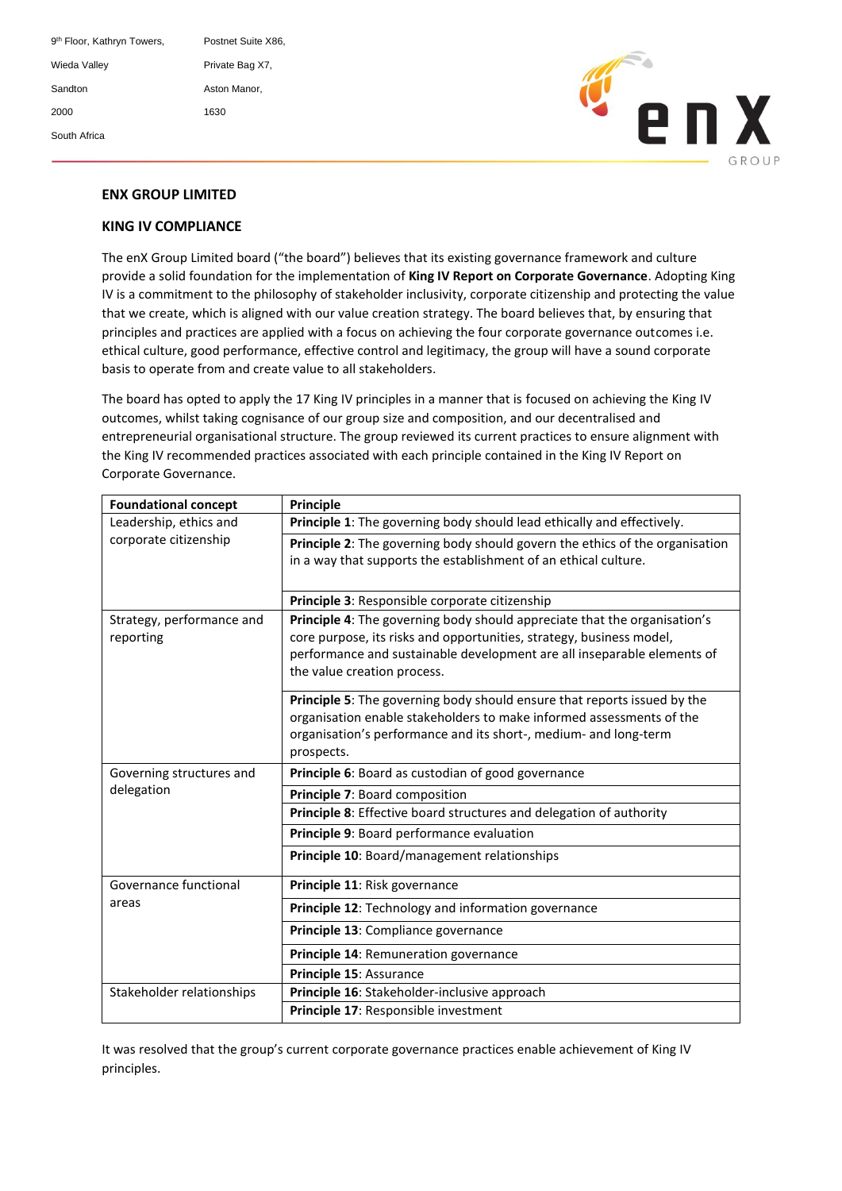9th Floor, Kathryn Towers, Wieda Valley, Sandton, 2000, South Africa

Postnet Suite X86, Private Bag X7, Aston Manor, 1630

enX GROUP

## ENX GROUP LIMITED

## KING IV COMPLIANCE

The enX Group Limited board ("the board") believes that its existing governance framework and culture provide a solid foundation for the implementation of **King IV Report on Corporate Governance**. Adopting King IV is a commitment to the philosophy of stakeholder inclusivity, corporate citizenship and protecting the value that we create, which is aligned with our value creation strategy. The board believes that, by ensuring that principles and practices are applied with a focus on achieving the four corporate governance outcomes i.e. ethical culture, good performance, effective control and legitimacy, the group will have a sound corporate basis to operate from and create value to all stakeholders.

The board has opted to apply the 17 King IV principles in a manner that is focused on achieving the King IV outcomes, whilst taking cognisance of our group size and composition, and our decentralised and entrepreneurial organisational structure. The group reviewed its current practices to ensure alignment with the King IV recommended practices associated with each principle contained in the King IV Report on Corporate Governance.

| **Foundational concept** | **Principle** |
|---|---|
| Leadership, ethics and corporate citizenship | **Principle 1**: The governing body should lead ethically and effectively. |
| | **Principle 2**: The governing body should govern the ethics of the organisation in a way that supports the establishment of an ethical culture. |
| | **Principle 3**: Responsible corporate citizenship |
| Strategy, performance and reporting | **Principle 4**: The governing body should appreciate that the organisation's core purpose, its risks and opportunities, strategy, business model, performance and sustainable development are all inseparable elements of the value creation process. |
| | **Principle 5**: The governing body should ensure that reports issued by the organisation enable stakeholders to make informed assessments of the organisation's performance and its short-, medium- and long-term prospects. |
| Governing structures and delegation | **Principle 6**: Board as custodian of good governance |
| | **Principle 7**: Board composition |
| | **Principle 8**: Effective board structures and delegation of authority |
| | **Principle 9**: Board performance evaluation |
| | **Principle 10**: Board/management relationships |
| Governance functional areas | **Principle 11**: Risk governance |
| | **Principle 12**: Technology and information governance |
| | **Principle 13**: Compliance governance |
| | **Principle 14**: Remuneration governance |
| | **Principle 15**: Assurance |
| Stakeholder relationships | **Principle 16**: Stakeholder-inclusive approach |
| | **Principle 17**: Responsible investment |

It was resolved that the group's current corporate governance practices enable achievement of King IV principles.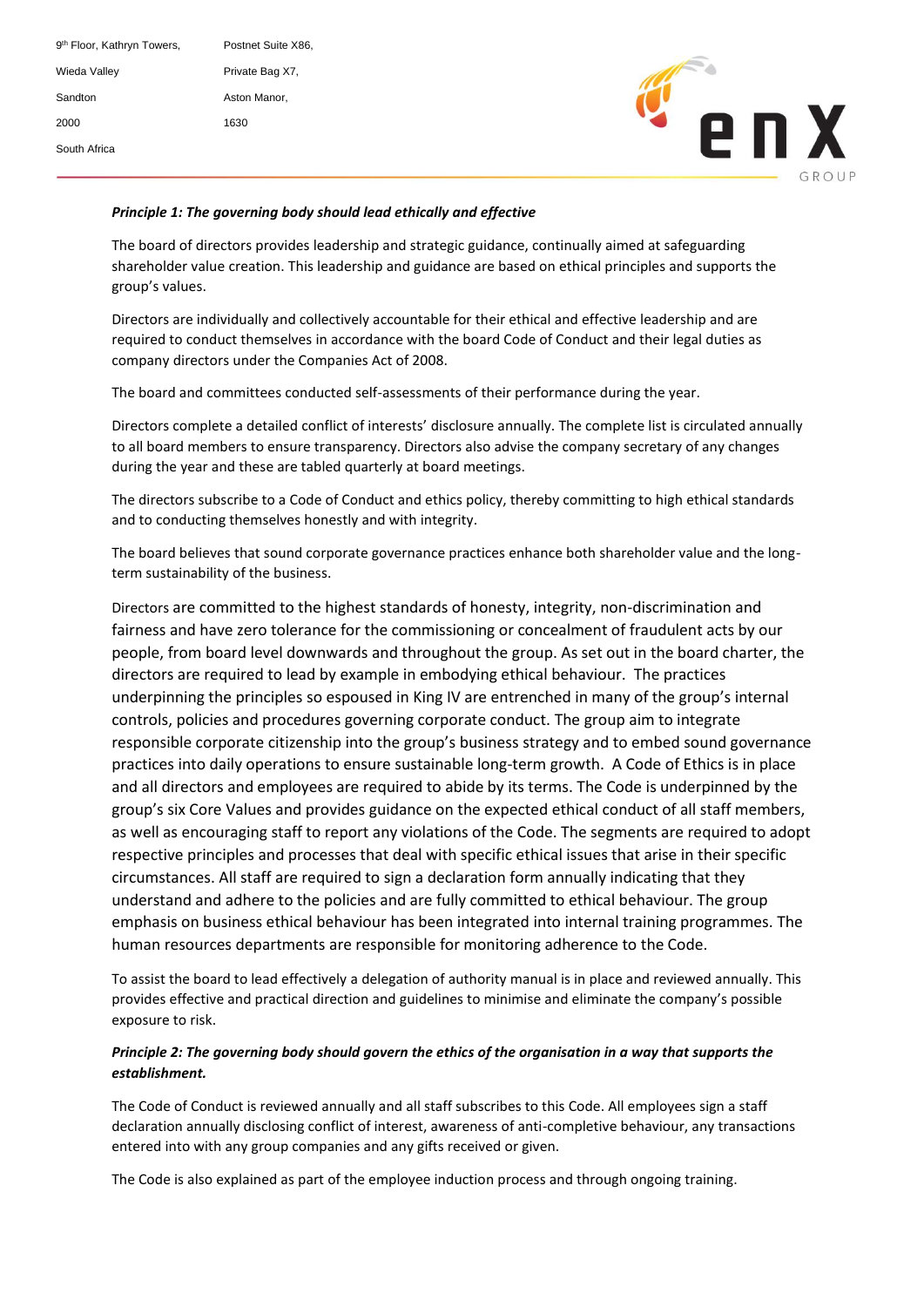***Principle 1: The governing body should lead ethically and effective***

The board of directors provides leadership and strategic guidance, continually aimed at safeguarding shareholder value creation. This leadership and guidance are based on ethical principles and supports the group's values.

Directors are individually and collectively accountable for their ethical and effective leadership and are required to conduct themselves in accordance with the board Code of Conduct and their legal duties as company directors under the Companies Act of 2008.

The board and committees conducted self-assessments of their performance during the year.

Directors complete a detailed conflict of interests' disclosure annually. The complete list is circulated annually to all board members to ensure transparency. Directors also advise the company secretary of any changes during the year and these are tabled quarterly at board meetings.

The directors subscribe to a Code of Conduct and ethics policy, thereby committing to high ethical standards and to conducting themselves honestly and with integrity.

The board believes that sound corporate governance practices enhance both shareholder value and the long-term sustainability of the business.

Directors are committed to the highest standards of honesty, integrity, non-discrimination and fairness and have zero tolerance for the commissioning or concealment of fraudulent acts by our people, from board level downwards and throughout the group. As set out in the board charter, the directors are required to lead by example in embodying ethical behaviour. The practices underpinning the principles so espoused in King IV are entrenched in many of the group's internal controls, policies and procedures governing corporate conduct. The group aim to integrate responsible corporate citizenship into the group's business strategy and to embed sound governance practices into daily operations to ensure sustainable long-term growth. A Code of Ethics is in place and all directors and employees are required to abide by its terms. The Code is underpinned by the group's six Core Values and provides guidance on the expected ethical conduct of all staff members, as well as encouraging staff to report any violations of the Code. The segments are required to adopt respective principles and processes that deal with specific ethical issues that arise in their specific circumstances. All staff are required to sign a declaration form annually indicating that they understand and adhere to the policies and are fully committed to ethical behaviour. The group emphasis on business ethical behaviour has been integrated into internal training programmes. The human resources departments are responsible for monitoring adherence to the Code.

To assist the board to lead effectively a delegation of authority manual is in place and reviewed annually. This provides effective and practical direction and guidelines to minimise and eliminate the company's possible exposure to risk.

***Principle 2: The governing body should govern the ethics of the organisation in a way that supports the establishment.***

The Code of Conduct is reviewed annually and all staff subscribes to this Code. All employees sign a staff declaration annually disclosing conflict of interest, awareness of anti-completive behaviour, any transactions entered into with any group companies and any gifts received or given.

The Code is also explained as part of the employee induction process and through ongoing training.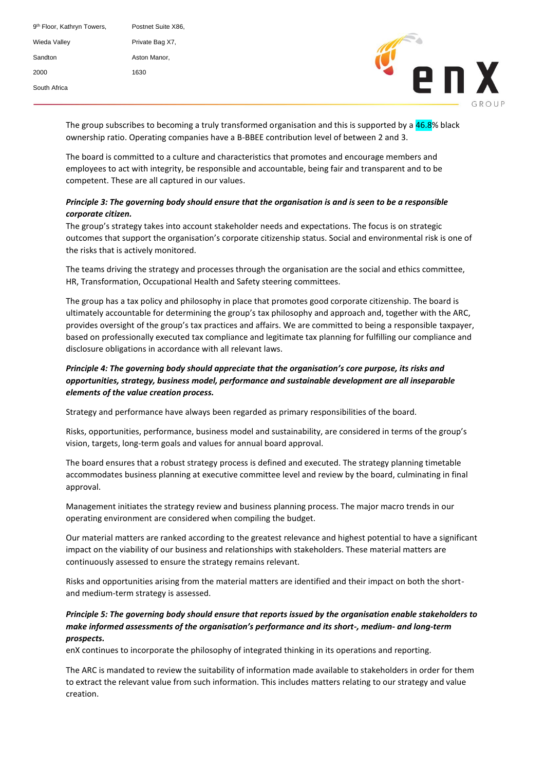The group subscribes to becoming a truly transformed organisation and this is supported by a 46.8% black ownership ratio. Operating companies have a B-BBEE contribution level of between 2 and 3.

The board is committed to a culture and characteristics that promotes and encourage members and employees to act with integrity, be responsible and accountable, being fair and transparent and to be competent. These are all captured in our values.

***Principle 3: The governing body should ensure that the organisation is and is seen to be a responsible corporate citizen.***

The group's strategy takes into account stakeholder needs and expectations. The focus is on strategic outcomes that support the organisation's corporate citizenship status. Social and environmental risk is one of the risks that is actively monitored.

The teams driving the strategy and processes through the organisation are the social and ethics committee, HR, Transformation, Occupational Health and Safety steering committees.

The group has a tax policy and philosophy in place that promotes good corporate citizenship. The board is ultimately accountable for determining the group's tax philosophy and approach and, together with the ARC, provides oversight of the group's tax practices and affairs. We are committed to being a responsible taxpayer, based on professionally executed tax compliance and legitimate tax planning for fulfilling our compliance and disclosure obligations in accordance with all relevant laws.

***Principle 4: The governing body should appreciate that the organisation's core purpose, its risks and opportunities, strategy, business model, performance and sustainable development are all inseparable elements of the value creation process.***

Strategy and performance have always been regarded as primary responsibilities of the board.

Risks, opportunities, performance, business model and sustainability, are considered in terms of the group's vision, targets, long-term goals and values for annual board approval.

The board ensures that a robust strategy process is defined and executed. The strategy planning timetable accommodates business planning at executive committee level and review by the board, culminating in final approval.

Management initiates the strategy review and business planning process. The major macro trends in our operating environment are considered when compiling the budget.

Our material matters are ranked according to the greatest relevance and highest potential to have a significant impact on the viability of our business and relationships with stakeholders. These material matters are continuously assessed to ensure the strategy remains relevant.

Risks and opportunities arising from the material matters are identified and their impact on both the short- and medium-term strategy is assessed.

***Principle 5: The governing body should ensure that reports issued by the organisation enable stakeholders to make informed assessments of the organisation's performance and its short-, medium- and long-term prospects.***

enX continues to incorporate the philosophy of integrated thinking in its operations and reporting.

The ARC is mandated to review the suitability of information made available to stakeholders in order for them to extract the relevant value from such information. This includes matters relating to our strategy and value creation.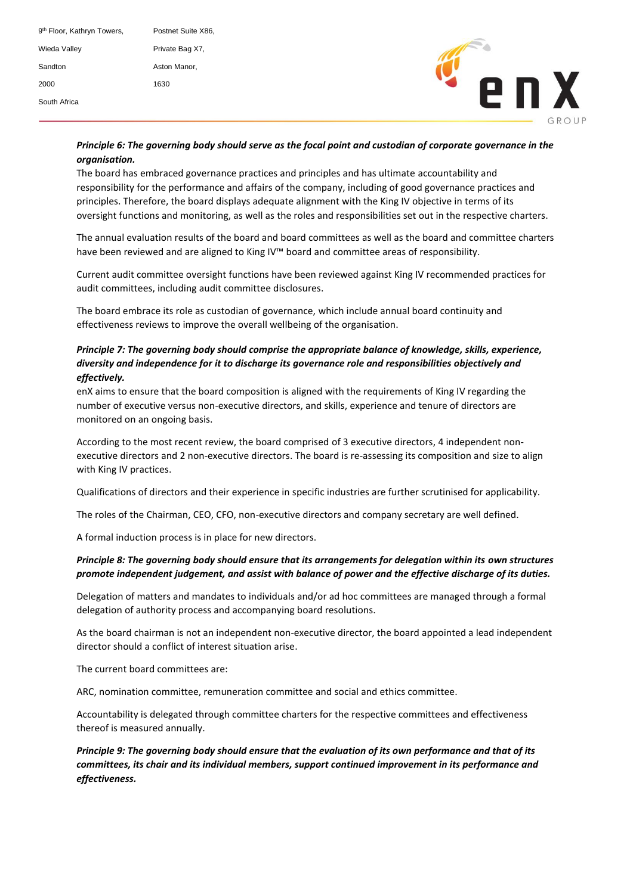***Principle 6: The governing body should serve as the focal point and custodian of corporate governance in the organisation.***

The board has embraced governance practices and principles and has ultimate accountability and responsibility for the performance and affairs of the company, including of good governance practices and principles. Therefore, the board displays adequate alignment with the King IV objective in terms of its oversight functions and monitoring, as well as the roles and responsibilities set out in the respective charters.

The annual evaluation results of the board and board committees as well as the board and committee charters have been reviewed and are aligned to King IV™ board and committee areas of responsibility.

Current audit committee oversight functions have been reviewed against King IV recommended practices for audit committees, including audit committee disclosures.

The board embrace its role as custodian of governance, which include annual board continuity and effectiveness reviews to improve the overall wellbeing of the organisation.

***Principle 7: The governing body should comprise the appropriate balance of knowledge, skills, experience, diversity and independence for it to discharge its governance role and responsibilities objectively and effectively.***

enX aims to ensure that the board composition is aligned with the requirements of King IV regarding the number of executive versus non-executive directors, and skills, experience and tenure of directors are monitored on an ongoing basis.

According to the most recent review, the board comprised of 3 executive directors, 4 independent non-executive directors and 2 non-executive directors. The board is re-assessing its composition and size to align with King IV practices.

Qualifications of directors and their experience in specific industries are further scrutinised for applicability.

The roles of the Chairman, CEO, CFO, non-executive directors and company secretary are well defined.

A formal induction process is in place for new directors.

***Principle 8: The governing body should ensure that its arrangements for delegation within its own structures promote independent judgement, and assist with balance of power and the effective discharge of its duties.***

Delegation of matters and mandates to individuals and/or ad hoc committees are managed through a formal delegation of authority process and accompanying board resolutions.

As the board chairman is not an independent non-executive director, the board appointed a lead independent director should a conflict of interest situation arise.

The current board committees are:

ARC, nomination committee, remuneration committee and social and ethics committee.

Accountability is delegated through committee charters for the respective committees and effectiveness thereof is measured annually.

***Principle 9: The governing body should ensure that the evaluation of its own performance and that of its committees, its chair and its individual members, support continued improvement in its performance and effectiveness.***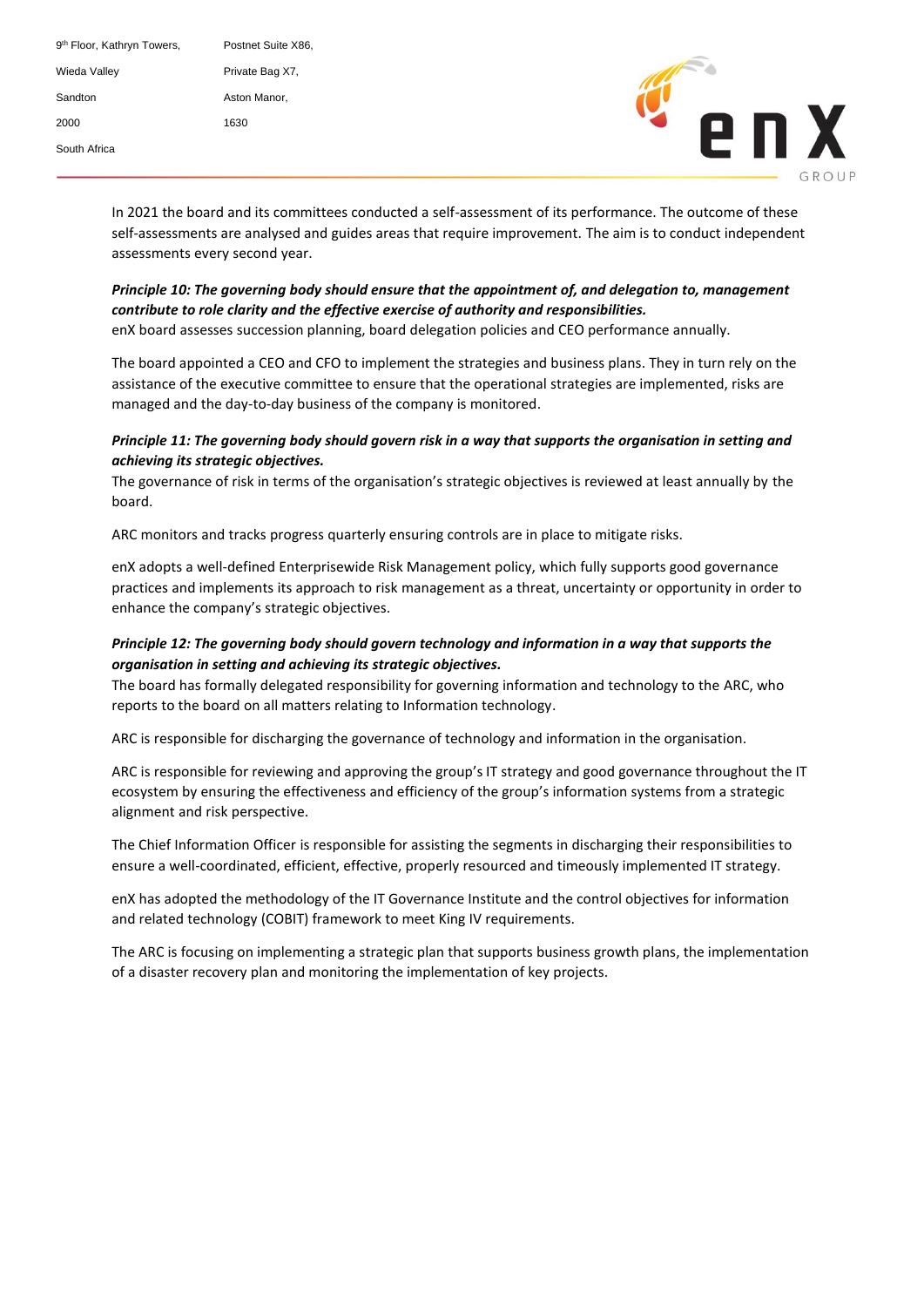In 2021 the board and its committees conducted a self-assessment of its performance. The outcome of these self-assessments are analysed and guides areas that require improvement. The aim is to conduct independent assessments every second year.

***Principle 10: The governing body should ensure that the appointment of, and delegation to, management contribute to role clarity and the effective exercise of authority and responsibilities.***

enX board assesses succession planning, board delegation policies and CEO performance annually.

The board appointed a CEO and CFO to implement the strategies and business plans. They in turn rely on the assistance of the executive committee to ensure that the operational strategies are implemented, risks are managed and the day-to-day business of the company is monitored.

***Principle 11: The governing body should govern risk in a way that supports the organisation in setting and achieving its strategic objectives.***

The governance of risk in terms of the organisation's strategic objectives is reviewed at least annually by the board.

ARC monitors and tracks progress quarterly ensuring controls are in place to mitigate risks.

enX adopts a well-defined Enterprisewide Risk Management policy, which fully supports good governance practices and implements its approach to risk management as a threat, uncertainty or opportunity in order to enhance the company's strategic objectives.

***Principle 12: The governing body should govern technology and information in a way that supports the organisation in setting and achieving its strategic objectives.***

The board has formally delegated responsibility for governing information and technology to the ARC, who reports to the board on all matters relating to Information technology.

ARC is responsible for discharging the governance of technology and information in the organisation.

ARC is responsible for reviewing and approving the group's IT strategy and good governance throughout the IT ecosystem by ensuring the effectiveness and efficiency of the group's information systems from a strategic alignment and risk perspective.

The Chief Information Officer is responsible for assisting the segments in discharging their responsibilities to ensure a well-coordinated, efficient, effective, properly resourced and timeously implemented IT strategy.

enX has adopted the methodology of the IT Governance Institute and the control objectives for information and related technology (COBIT) framework to meet King IV requirements.

The ARC is focusing on implementing a strategic plan that supports business growth plans, the implementation of a disaster recovery plan and monitoring the implementation of key projects.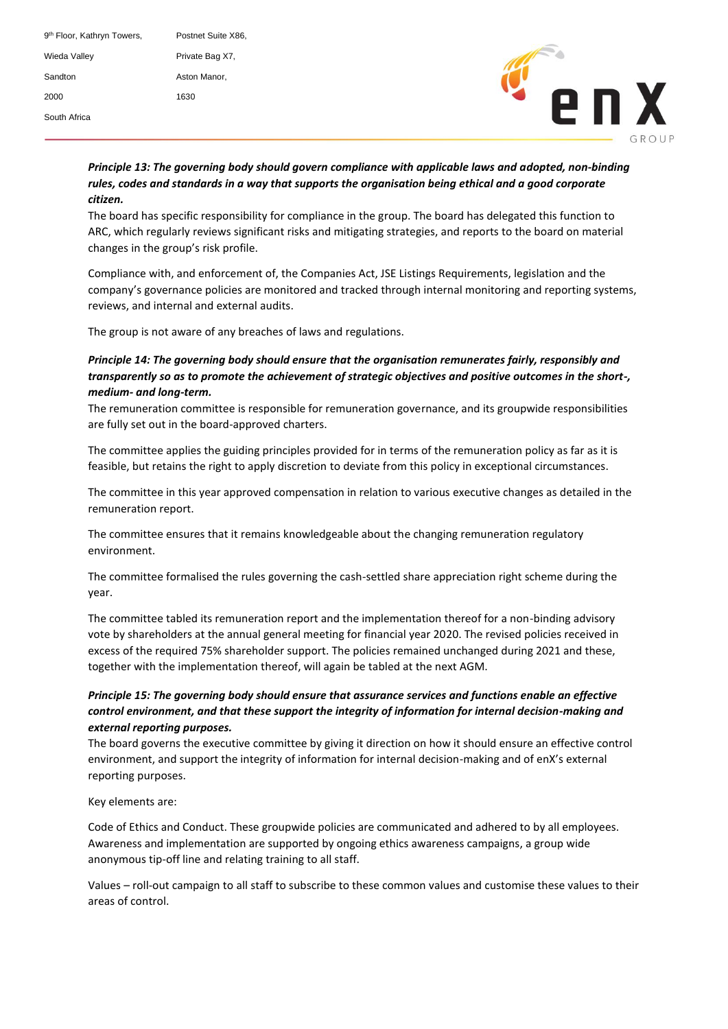***Principle 13: The governing body should govern compliance with applicable laws and adopted, non-binding rules, codes and standards in a way that supports the organisation being ethical and a good corporate citizen.***

The board has specific responsibility for compliance in the group. The board has delegated this function to ARC, which regularly reviews significant risks and mitigating strategies, and reports to the board on material changes in the group's risk profile.

Compliance with, and enforcement of, the Companies Act, JSE Listings Requirements, legislation and the company's governance policies are monitored and tracked through internal monitoring and reporting systems, reviews, and internal and external audits.

The group is not aware of any breaches of laws and regulations.

***Principle 14: The governing body should ensure that the organisation remunerates fairly, responsibly and transparently so as to promote the achievement of strategic objectives and positive outcomes in the short-, medium- and long-term.***

The remuneration committee is responsible for remuneration governance, and its groupwide responsibilities are fully set out in the board-approved charters.

The committee applies the guiding principles provided for in terms of the remuneration policy as far as it is feasible, but retains the right to apply discretion to deviate from this policy in exceptional circumstances.

The committee in this year approved compensation in relation to various executive changes as detailed in the remuneration report.

The committee ensures that it remains knowledgeable about the changing remuneration regulatory environment.

The committee formalised the rules governing the cash-settled share appreciation right scheme during the year.

The committee tabled its remuneration report and the implementation thereof for a non-binding advisory vote by shareholders at the annual general meeting for financial year 2020. The revised policies received in excess of the required 75% shareholder support. The policies remained unchanged during 2021 and these, together with the implementation thereof, will again be tabled at the next AGM.

***Principle 15: The governing body should ensure that assurance services and functions enable an effective control environment, and that these support the integrity of information for internal decision-making and external reporting purposes.***

The board governs the executive committee by giving it direction on how it should ensure an effective control environment, and support the integrity of information for internal decision-making and of enX's external reporting purposes.

Key elements are:

Code of Ethics and Conduct. These groupwide policies are communicated and adhered to by all employees. Awareness and implementation are supported by ongoing ethics awareness campaigns, a group wide anonymous tip-off line and relating training to all staff.

Values – roll-out campaign to all staff to subscribe to these common values and customise these values to their areas of control.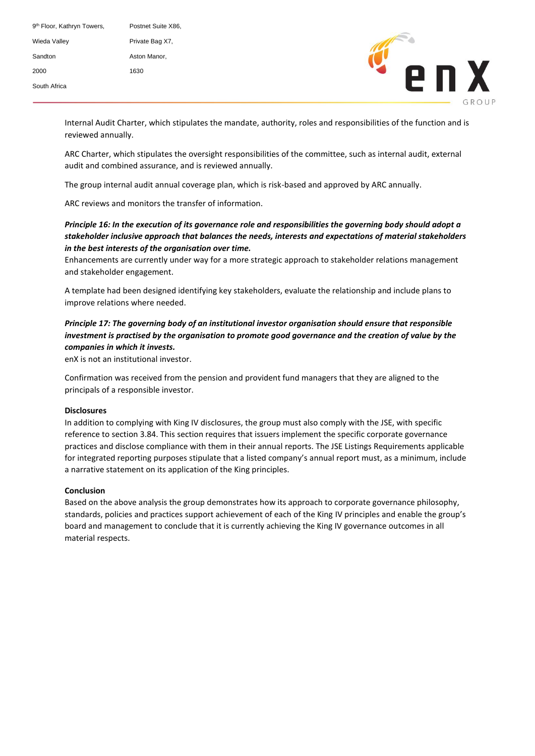Internal Audit Charter, which stipulates the mandate, authority, roles and responsibilities of the function and is reviewed annually.

ARC Charter, which stipulates the oversight responsibilities of the committee, such as internal audit, external audit and combined assurance, and is reviewed annually.

The group internal audit annual coverage plan, which is risk-based and approved by ARC annually.

ARC reviews and monitors the transfer of information.

***Principle 16: In the execution of its governance role and responsibilities the governing body should adopt a stakeholder inclusive approach that balances the needs, interests and expectations of material stakeholders in the best interests of the organisation over time.***

Enhancements are currently under way for a more strategic approach to stakeholder relations management and stakeholder engagement.

A template had been designed identifying key stakeholders, evaluate the relationship and include plans to improve relations where needed.

***Principle 17: The governing body of an institutional investor organisation should ensure that responsible investment is practised by the organisation to promote good governance and the creation of value by the companies in which it invests.***

enX is not an institutional investor.

Confirmation was received from the pension and provident fund managers that they are aligned to the principals of a responsible investor.

**Disclosures**

In addition to complying with King IV disclosures, the group must also comply with the JSE, with specific reference to section 3.84. This section requires that issuers implement the specific corporate governance practices and disclose compliance with them in their annual reports. The JSE Listings Requirements applicable for integrated reporting purposes stipulate that a listed company's annual report must, as a minimum, include a narrative statement on its application of the King principles.

**Conclusion**

Based on the above analysis the group demonstrates how its approach to corporate governance philosophy, standards, policies and practices support achievement of each of the King IV principles and enable the group's board and management to conclude that it is currently achieving the King IV governance outcomes in all material respects.